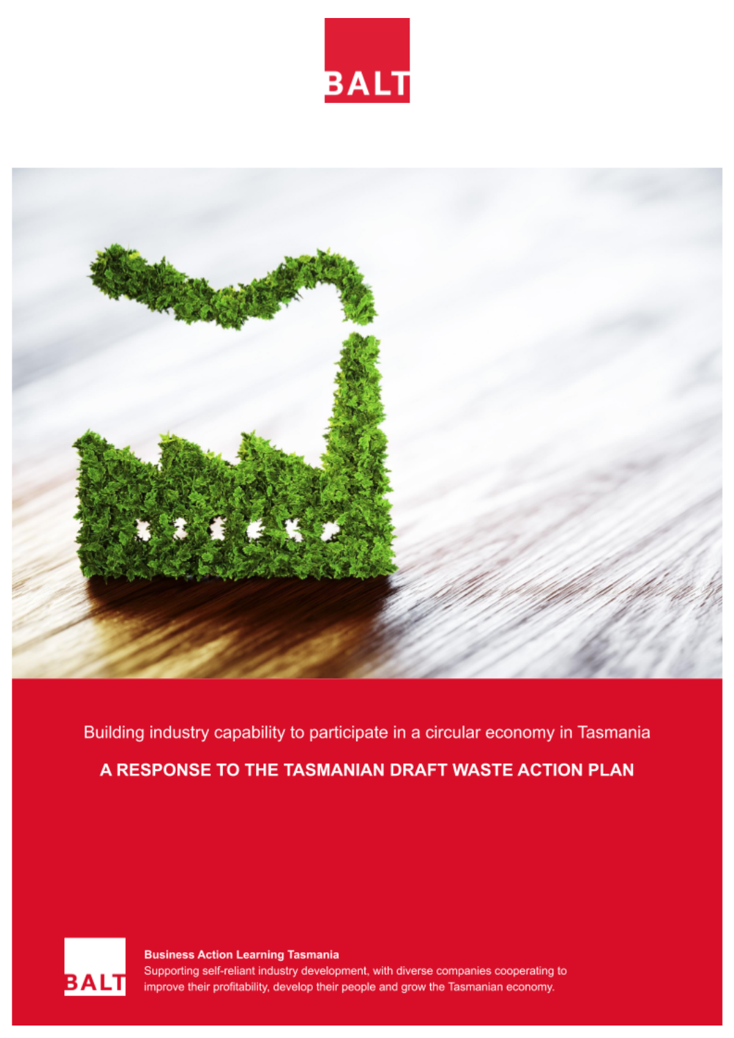BALT

Building industry capability to participate in a circular economy in Tasmania

# A RESPONSE TO THE TASMANIAN DRAFT WASTE ACTION PLAN

BALT

**Business Action Learning Tasmania**

Supporting self-reliant industry development, with diverse companies cooperating to improve their profitability, develop their people and grow the Tasmanian economy.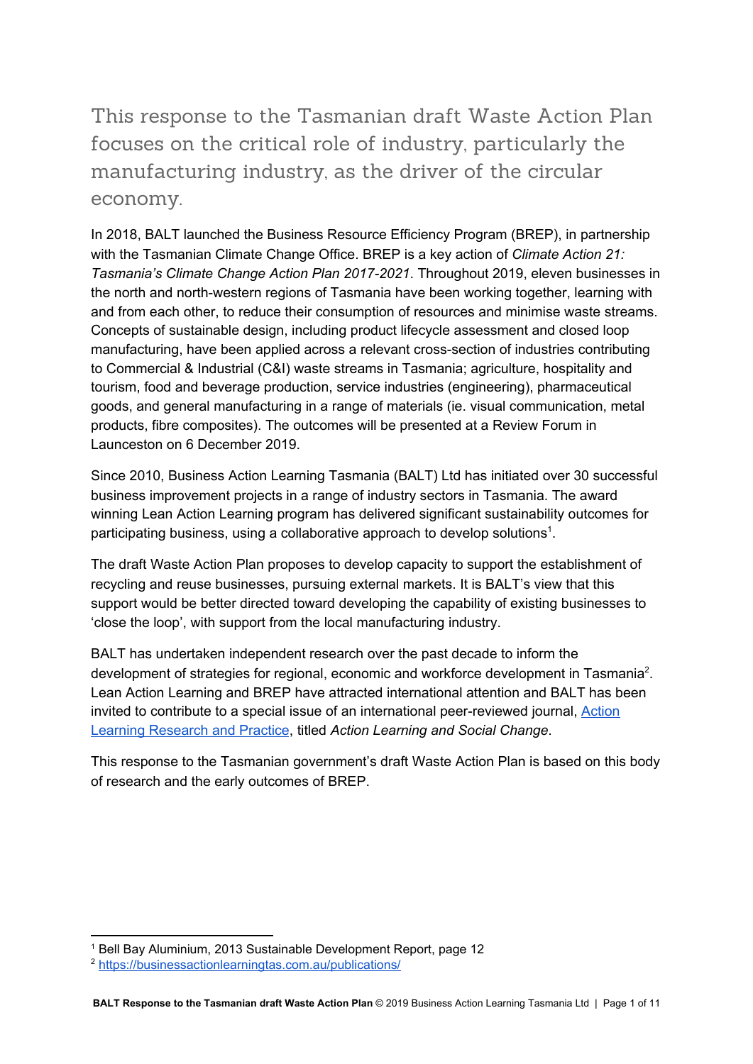## This response to the Tasmanian draft Waste Action Plan focuses on the critical role of industry, particularly the manufacturing industry, as the driver of the circular economy.

In 2018, BALT launched the Business Resource Efficiency Program (BREP), in partnership with the Tasmanian Climate Change Office. BREP is a key action of *Climate Action 21: Tasmania's Climate Change Action Plan 2017-2021*. Throughout 2019, eleven businesses in the north and north-western regions of Tasmania have been working together, learning with and from each other, to reduce their consumption of resources and minimise waste streams. Concepts of sustainable design, including product lifecycle assessment and closed loop manufacturing, have been applied across a relevant cross-section of industries contributing to Commercial & Industrial (C&I) waste streams in Tasmania; agriculture, hospitality and tourism, food and beverage production, service industries (engineering), pharmaceutical goods, and general manufacturing in a range of materials (ie. visual communication, metal products, fibre composites). The outcomes will be presented at a Review Forum in Launceston on 6 December 2019.

Since 2010, Business Action Learning Tasmania (BALT) Ltd has initiated over 30 successful business improvement projects in a range of industry sectors in Tasmania. The award winning Lean Action Learning program has delivered significant sustainability outcomes for participating business, using a collaborative approach to develop solutions[1].

The draft Waste Action Plan proposes to develop capacity to support the establishment of recycling and reuse businesses, pursuing external markets. It is BALT's view that this support would be better directed toward developing the capability of existing businesses to 'close the loop', with support from the local manufacturing industry.

BALT has undertaken independent research over the past decade to inform the development of strategies for regional, economic and workforce development in Tasmania[2]. Lean Action Learning and BREP have attracted international attention and BALT has been invited to contribute to a special issue of an international peer-reviewed journal, Action Learning Research and Practice, titled *Action Learning and Social Change*.

This response to the Tasmanian government's draft Waste Action Plan is based on this body of research and the early outcomes of BREP.

---

[1] Bell Bay Aluminium, 2013 Sustainable Development Report, page 12

[2] https://businessactionlearningtas.com.au/publications/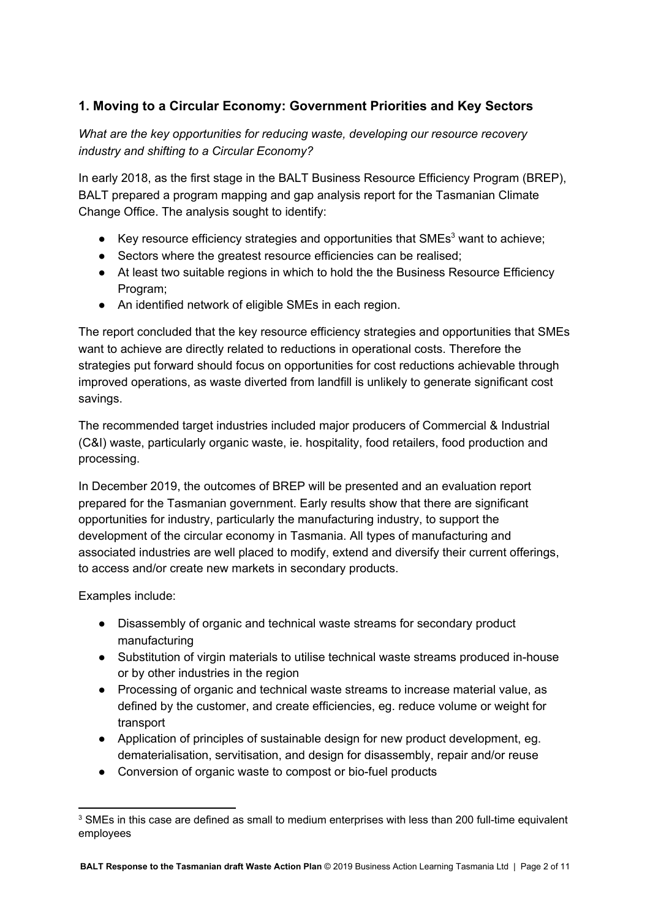## 1. Moving to a Circular Economy: Government Priorities and Key Sectors

*What are the key opportunities for reducing waste, developing our resource recovery industry and shifting to a Circular Economy?*

In early 2018, as the first stage in the BALT Business Resource Efficiency Program (BREP), BALT prepared a program mapping and gap analysis report for the Tasmanian Climate Change Office. The analysis sought to identify:

- Key resource efficiency strategies and opportunities that SMEs[3] want to achieve;
- Sectors where the greatest resource efficiencies can be realised;
- At least two suitable regions in which to hold the the Business Resource Efficiency Program;
- An identified network of eligible SMEs in each region.

The report concluded that the key resource efficiency strategies and opportunities that SMEs want to achieve are directly related to reductions in operational costs. Therefore the strategies put forward should focus on opportunities for cost reductions achievable through improved operations, as waste diverted from landfill is unlikely to generate significant cost savings.

The recommended target industries included major producers of Commercial & Industrial (C&I) waste, particularly organic waste, ie. hospitality, food retailers, food production and processing.

In December 2019, the outcomes of BREP will be presented and an evaluation report prepared for the Tasmanian government. Early results show that there are significant opportunities for industry, particularly the manufacturing industry, to support the development of the circular economy in Tasmania. All types of manufacturing and associated industries are well placed to modify, extend and diversify their current offerings, to access and/or create new markets in secondary products.

Examples include:

- Disassembly of organic and technical waste streams for secondary product manufacturing
- Substitution of virgin materials to utilise technical waste streams produced in-house or by other industries in the region
- Processing of organic and technical waste streams to increase material value, as defined by the customer, and create efficiencies, eg. reduce volume or weight for transport
- Application of principles of sustainable design for new product development, eg. dematerialisation, servitisation, and design for disassembly, repair and/or reuse
- Conversion of organic waste to compost or bio-fuel products

[3] SMEs in this case are defined as small to medium enterprises with less than 200 full-time equivalent employees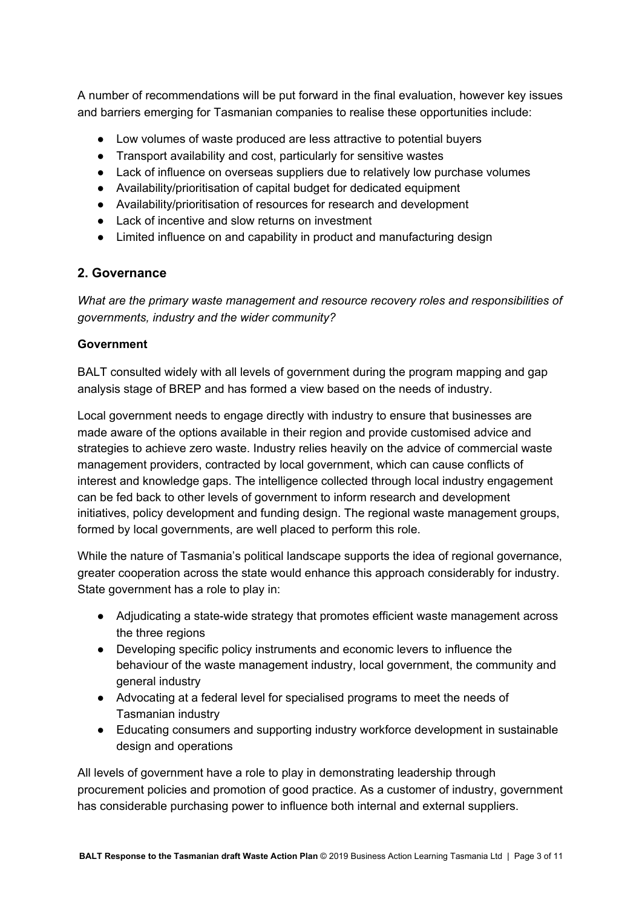A number of recommendations will be put forward in the final evaluation, however key issues and barriers emerging for Tasmanian companies to realise these opportunities include:

- Low volumes of waste produced are less attractive to potential buyers
- Transport availability and cost, particularly for sensitive wastes
- Lack of influence on overseas suppliers due to relatively low purchase volumes
- Availability/prioritisation of capital budget for dedicated equipment
- Availability/prioritisation of resources for research and development
- Lack of incentive and slow returns on investment
- Limited influence on and capability in product and manufacturing design

## 2. Governance

*What are the primary waste management and resource recovery roles and responsibilities of governments, industry and the wider community?*

**Government**

BALT consulted widely with all levels of government during the program mapping and gap analysis stage of BREP and has formed a view based on the needs of industry.

Local government needs to engage directly with industry to ensure that businesses are made aware of the options available in their region and provide customised advice and strategies to achieve zero waste. Industry relies heavily on the advice of commercial waste management providers, contracted by local government, which can cause conflicts of interest and knowledge gaps. The intelligence collected through local industry engagement can be fed back to other levels of government to inform research and development initiatives, policy development and funding design. The regional waste management groups, formed by local governments, are well placed to perform this role.

While the nature of Tasmania's political landscape supports the idea of regional governance, greater cooperation across the state would enhance this approach considerably for industry. State government has a role to play in:

- Adjudicating a state-wide strategy that promotes efficient waste management across the three regions
- Developing specific policy instruments and economic levers to influence the behaviour of the waste management industry, local government, the community and general industry
- Advocating at a federal level for specialised programs to meet the needs of Tasmanian industry
- Educating consumers and supporting industry workforce development in sustainable design and operations

All levels of government have a role to play in demonstrating leadership through procurement policies and promotion of good practice. As a customer of industry, government has considerable purchasing power to influence both internal and external suppliers.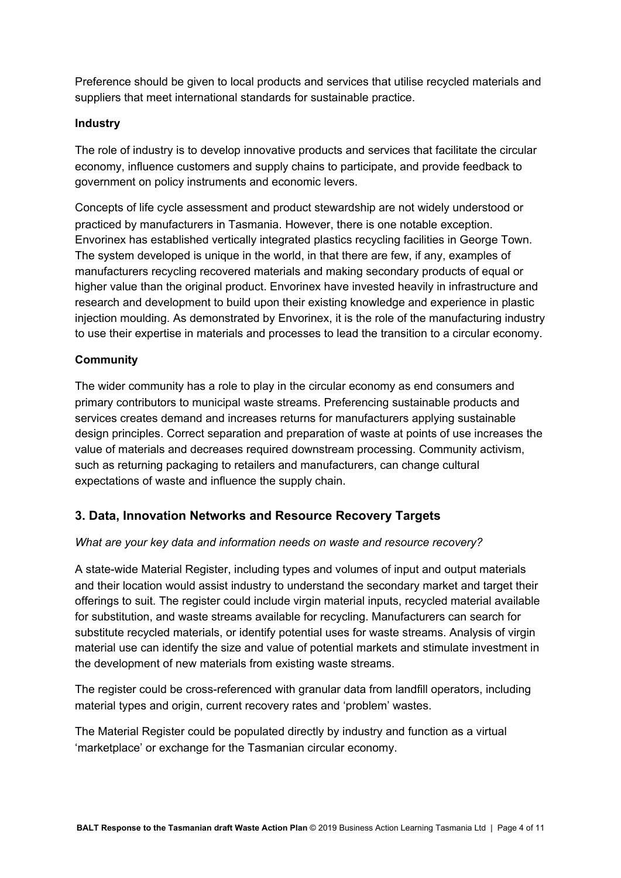Preference should be given to local products and services that utilise recycled materials and suppliers that meet international standards for sustainable practice.

**Industry**

The role of industry is to develop innovative products and services that facilitate the circular economy, influence customers and supply chains to participate, and provide feedback to government on policy instruments and economic levers.

Concepts of life cycle assessment and product stewardship are not widely understood or practiced by manufacturers in Tasmania. However, there is one notable exception. Envorinex has established vertically integrated plastics recycling facilities in George Town. The system developed is unique in the world, in that there are few, if any, examples of manufacturers recycling recovered materials and making secondary products of equal or higher value than the original product. Envorinex have invested heavily in infrastructure and research and development to build upon their existing knowledge and experience in plastic injection moulding. As demonstrated by Envorinex, it is the role of the manufacturing industry to use their expertise in materials and processes to lead the transition to a circular economy.

**Community**

The wider community has a role to play in the circular economy as end consumers and primary contributors to municipal waste streams. Preferencing sustainable products and services creates demand and increases returns for manufacturers applying sustainable design principles. Correct separation and preparation of waste at points of use increases the value of materials and decreases required downstream processing. Community activism, such as returning packaging to retailers and manufacturers, can change cultural expectations of waste and influence the supply chain.

## 3. Data, Innovation Networks and Resource Recovery Targets

*What are your key data and information needs on waste and resource recovery?*

A state-wide Material Register, including types and volumes of input and output materials and their location would assist industry to understand the secondary market and target their offerings to suit. The register could include virgin material inputs, recycled material available for substitution, and waste streams available for recycling. Manufacturers can search for substitute recycled materials, or identify potential uses for waste streams. Analysis of virgin material use can identify the size and value of potential markets and stimulate investment in the development of new materials from existing waste streams.

The register could be cross-referenced with granular data from landfill operators, including material types and origin, current recovery rates and 'problem' wastes.

The Material Register could be populated directly by industry and function as a virtual 'marketplace' or exchange for the Tasmanian circular economy.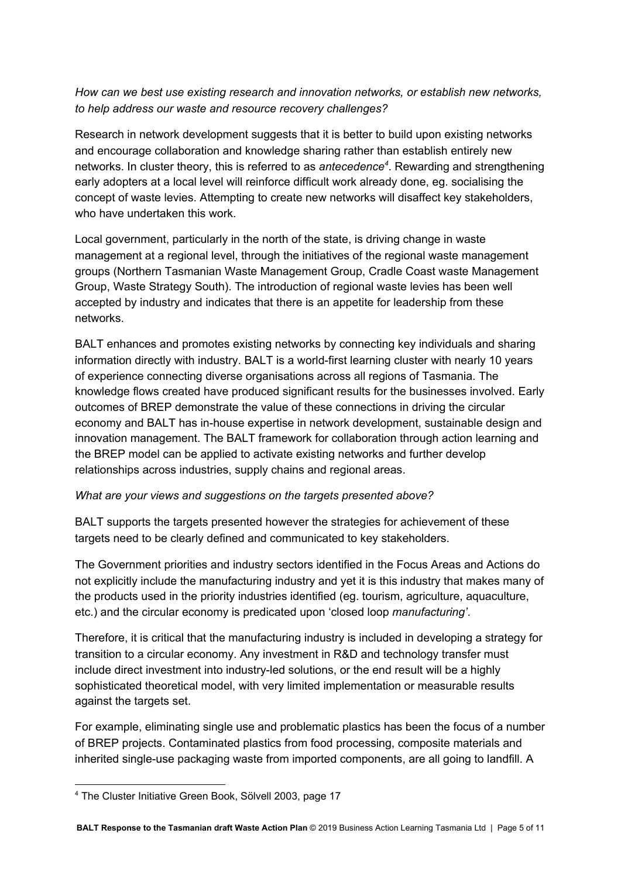*How can we best use existing research and innovation networks, or establish new networks, to help address our waste and resource recovery challenges?*

Research in network development suggests that it is better to build upon existing networks and encourage collaboration and knowledge sharing rather than establish entirely new networks. In cluster theory, this is referred to as *antecedence*[4]. Rewarding and strengthening early adopters at a local level will reinforce difficult work already done, eg. socialising the concept of waste levies. Attempting to create new networks will disaffect key stakeholders, who have undertaken this work.

Local government, particularly in the north of the state, is driving change in waste management at a regional level, through the initiatives of the regional waste management groups (Northern Tasmanian Waste Management Group, Cradle Coast waste Management Group, Waste Strategy South). The introduction of regional waste levies has been well accepted by industry and indicates that there is an appetite for leadership from these networks.

BALT enhances and promotes existing networks by connecting key individuals and sharing information directly with industry. BALT is a world-first learning cluster with nearly 10 years of experience connecting diverse organisations across all regions of Tasmania. The knowledge flows created have produced significant results for the businesses involved. Early outcomes of BREP demonstrate the value of these connections in driving the circular economy and BALT has in-house expertise in network development, sustainable design and innovation management. The BALT framework for collaboration through action learning and the BREP model can be applied to activate existing networks and further develop relationships across industries, supply chains and regional areas.

*What are your views and suggestions on the targets presented above?*

BALT supports the targets presented however the strategies for achievement of these targets need to be clearly defined and communicated to key stakeholders.

The Government priorities and industry sectors identified in the Focus Areas and Actions do not explicitly include the manufacturing industry and yet it is this industry that makes many of the products used in the priority industries identified (eg. tourism, agriculture, aquaculture, etc.) and the circular economy is predicated upon 'closed loop *manufacturing'*.

Therefore, it is critical that the manufacturing industry is included in developing a strategy for transition to a circular economy. Any investment in R&D and technology transfer must include direct investment into industry-led solutions, or the end result will be a highly sophisticated theoretical model, with very limited implementation or measurable results against the targets set.

For example, eliminating single use and problematic plastics has been the focus of a number of BREP projects. Contaminated plastics from food processing, composite materials and inherited single-use packaging waste from imported components, are all going to landfill. A

[4] The Cluster Initiative Green Book, Sölvell 2003, page 17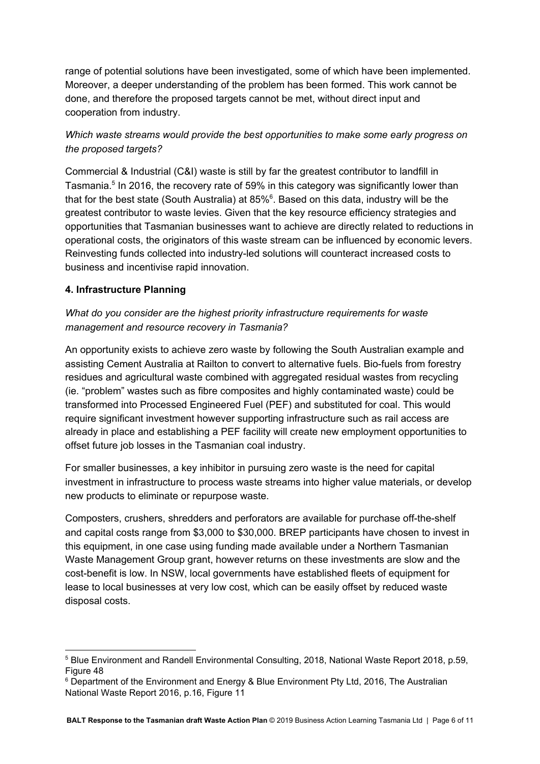range of potential solutions have been investigated, some of which have been implemented. Moreover, a deeper understanding of the problem has been formed. This work cannot be done, and therefore the proposed targets cannot be met, without direct input and cooperation from industry.

*Which waste streams would provide the best opportunities to make some early progress on the proposed targets?*

Commercial & Industrial (C&I) waste is still by far the greatest contributor to landfill in Tasmania.[5] In 2016, the recovery rate of 59% in this category was significantly lower than that for the best state (South Australia) at 85%[6]. Based on this data, industry will be the greatest contributor to waste levies. Given that the key resource efficiency strategies and opportunities that Tasmanian businesses want to achieve are directly related to reductions in operational costs, the originators of this waste stream can be influenced by economic levers. Reinvesting funds collected into industry-led solutions will counteract increased costs to business and incentivise rapid innovation.

**4. Infrastructure Planning**

*What do you consider are the highest priority infrastructure requirements for waste management and resource recovery in Tasmania?*

An opportunity exists to achieve zero waste by following the South Australian example and assisting Cement Australia at Railton to convert to alternative fuels. Bio-fuels from forestry residues and agricultural waste combined with aggregated residual wastes from recycling (ie. "problem" wastes such as fibre composites and highly contaminated waste) could be transformed into Processed Engineered Fuel (PEF) and substituted for coal. This would require significant investment however supporting infrastructure such as rail access are already in place and establishing a PEF facility will create new employment opportunities to offset future job losses in the Tasmanian coal industry.

For smaller businesses, a key inhibitor in pursuing zero waste is the need for capital investment in infrastructure to process waste streams into higher value materials, or develop new products to eliminate or repurpose waste.

Composters, crushers, shredders and perforators are available for purchase off-the-shelf and capital costs range from $3,000 to $30,000. BREP participants have chosen to invest in this equipment, in one case using funding made available under a Northern Tasmanian Waste Management Group grant, however returns on these investments are slow and the cost-benefit is low. In NSW, local governments have established fleets of equipment for lease to local businesses at very low cost, which can be easily offset by reduced waste disposal costs.

---

[5] Blue Environment and Randell Environmental Consulting, 2018, National Waste Report 2018, p.59, Figure 48

[6] Department of the Environment and Energy & Blue Environment Pty Ltd, 2016, The Australian National Waste Report 2016, p.16, Figure 11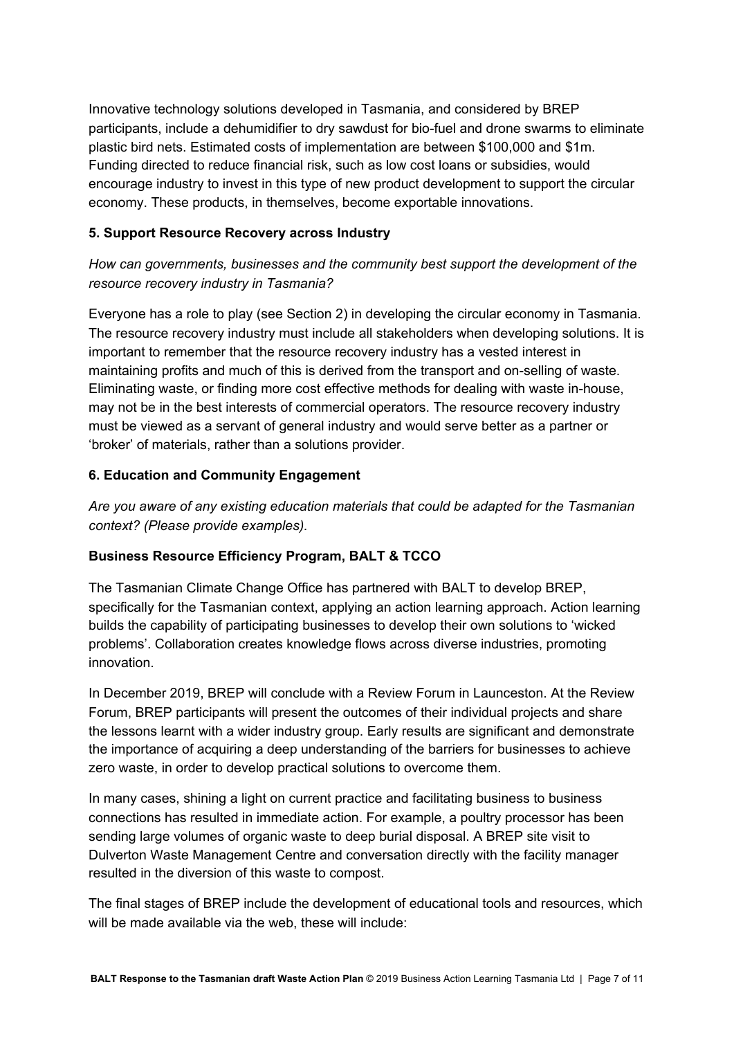Innovative technology solutions developed in Tasmania, and considered by BREP participants, include a dehumidifier to dry sawdust for bio-fuel and drone swarms to eliminate plastic bird nets. Estimated costs of implementation are between $100,000 and $1m. Funding directed to reduce financial risk, such as low cost loans or subsidies, would encourage industry to invest in this type of new product development to support the circular economy. These products, in themselves, become exportable innovations.

### 5. Support Resource Recovery across Industry

*How can governments, businesses and the community best support the development of the resource recovery industry in Tasmania?*

Everyone has a role to play (see Section 2) in developing the circular economy in Tasmania. The resource recovery industry must include all stakeholders when developing solutions. It is important to remember that the resource recovery industry has a vested interest in maintaining profits and much of this is derived from the transport and on-selling of waste. Eliminating waste, or finding more cost effective methods for dealing with waste in-house, may not be in the best interests of commercial operators. The resource recovery industry must be viewed as a servant of general industry and would serve better as a partner or 'broker' of materials, rather than a solutions provider.

### 6. Education and Community Engagement

*Are you aware of any existing education materials that could be adapted for the Tasmanian context? (Please provide examples).*

**Business Resource Efficiency Program, BALT & TCCO**

The Tasmanian Climate Change Office has partnered with BALT to develop BREP, specifically for the Tasmanian context, applying an action learning approach. Action learning builds the capability of participating businesses to develop their own solutions to 'wicked problems'. Collaboration creates knowledge flows across diverse industries, promoting innovation.

In December 2019, BREP will conclude with a Review Forum in Launceston. At the Review Forum, BREP participants will present the outcomes of their individual projects and share the lessons learnt with a wider industry group. Early results are significant and demonstrate the importance of acquiring a deep understanding of the barriers for businesses to achieve zero waste, in order to develop practical solutions to overcome them.

In many cases, shining a light on current practice and facilitating business to business connections has resulted in immediate action. For example, a poultry processor has been sending large volumes of organic waste to deep burial disposal. A BREP site visit to Dulverton Waste Management Centre and conversation directly with the facility manager resulted in the diversion of this waste to compost.

The final stages of BREP include the development of educational tools and resources, which will be made available via the web, these will include: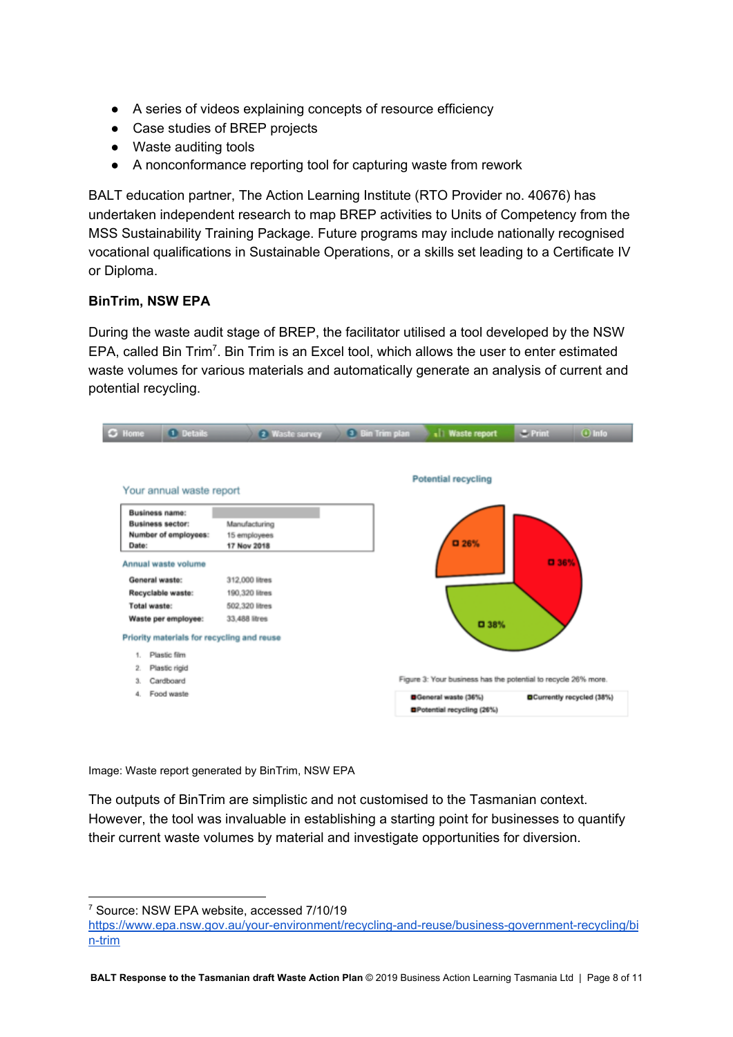- A series of videos explaining concepts of resource efficiency
- Case studies of BREP projects
- Waste auditing tools
- A nonconformance reporting tool for capturing waste from rework

BALT education partner, The Action Learning Institute (RTO Provider no. 40676) has undertaken independent research to map BREP activities to Units of Competency from the MSS Sustainability Training Package. Future programs may include nationally recognised vocational qualifications in Sustainable Operations, or a skills set leading to a Certificate IV or Diploma.

**BinTrim, NSW EPA**

During the waste audit stage of BREP, the facilitator utilised a tool developed by the NSW EPA, called Bin Trim[7]. Bin Trim is an Excel tool, which allows the user to enter estimated waste volumes for various materials and automatically generate an analysis of current and potential recycling.

Image: Waste report generated by BinTrim, NSW EPA

The outputs of BinTrim are simplistic and not customised to the Tasmanian context. However, the tool was invaluable in establishing a starting point for businesses to quantify their current waste volumes by material and investigate opportunities for diversion.

---

[7] Source: NSW EPA website, accessed 7/10/19 https://www.epa.nsw.gov.au/your-environment/recycling-and-reuse/business-government-recycling/bin-trim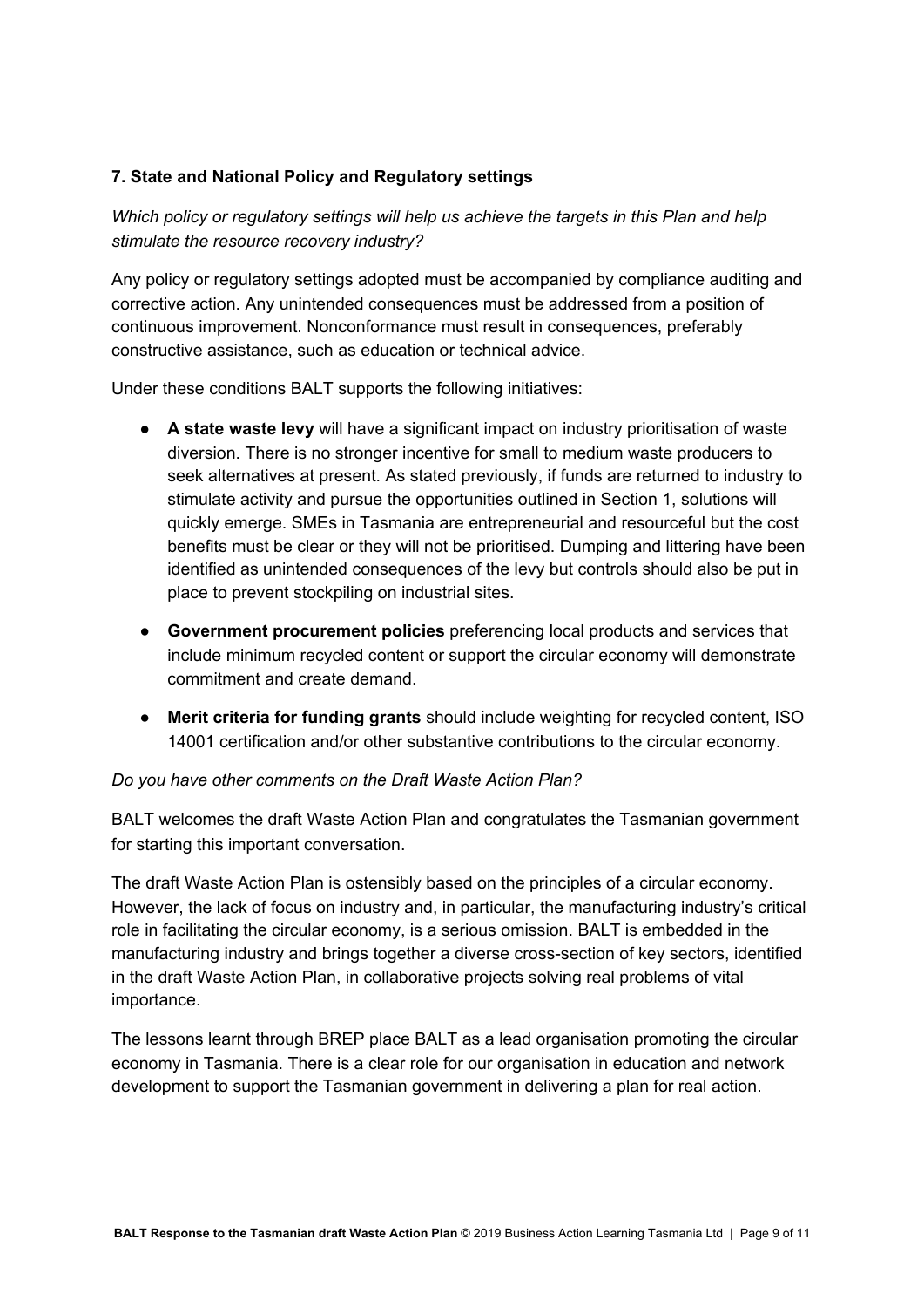### 7. State and National Policy and Regulatory settings

*Which policy or regulatory settings will help us achieve the targets in this Plan and help stimulate the resource recovery industry?*

Any policy or regulatory settings adopted must be accompanied by compliance auditing and corrective action. Any unintended consequences must be addressed from a position of continuous improvement. Nonconformance must result in consequences, preferably constructive assistance, such as education or technical advice.

Under these conditions BALT supports the following initiatives:

- **A state waste levy** will have a significant impact on industry prioritisation of waste diversion. There is no stronger incentive for small to medium waste producers to seek alternatives at present. As stated previously, if funds are returned to industry to stimulate activity and pursue the opportunities outlined in Section 1, solutions will quickly emerge. SMEs in Tasmania are entrepreneurial and resourceful but the cost benefits must be clear or they will not be prioritised. Dumping and littering have been identified as unintended consequences of the levy but controls should also be put in place to prevent stockpiling on industrial sites.
- **Government procurement policies** preferencing local products and services that include minimum recycled content or support the circular economy will demonstrate commitment and create demand.
- **Merit criteria for funding grants** should include weighting for recycled content, ISO 14001 certification and/or other substantive contributions to the circular economy.

*Do you have other comments on the Draft Waste Action Plan?*

BALT welcomes the draft Waste Action Plan and congratulates the Tasmanian government for starting this important conversation.

The draft Waste Action Plan is ostensibly based on the principles of a circular economy. However, the lack of focus on industry and, in particular, the manufacturing industry's critical role in facilitating the circular economy, is a serious omission. BALT is embedded in the manufacturing industry and brings together a diverse cross-section of key sectors, identified in the draft Waste Action Plan, in collaborative projects solving real problems of vital importance.

The lessons learnt through BREP place BALT as a lead organisation promoting the circular economy in Tasmania. There is a clear role for our organisation in education and network development to support the Tasmanian government in delivering a plan for real action.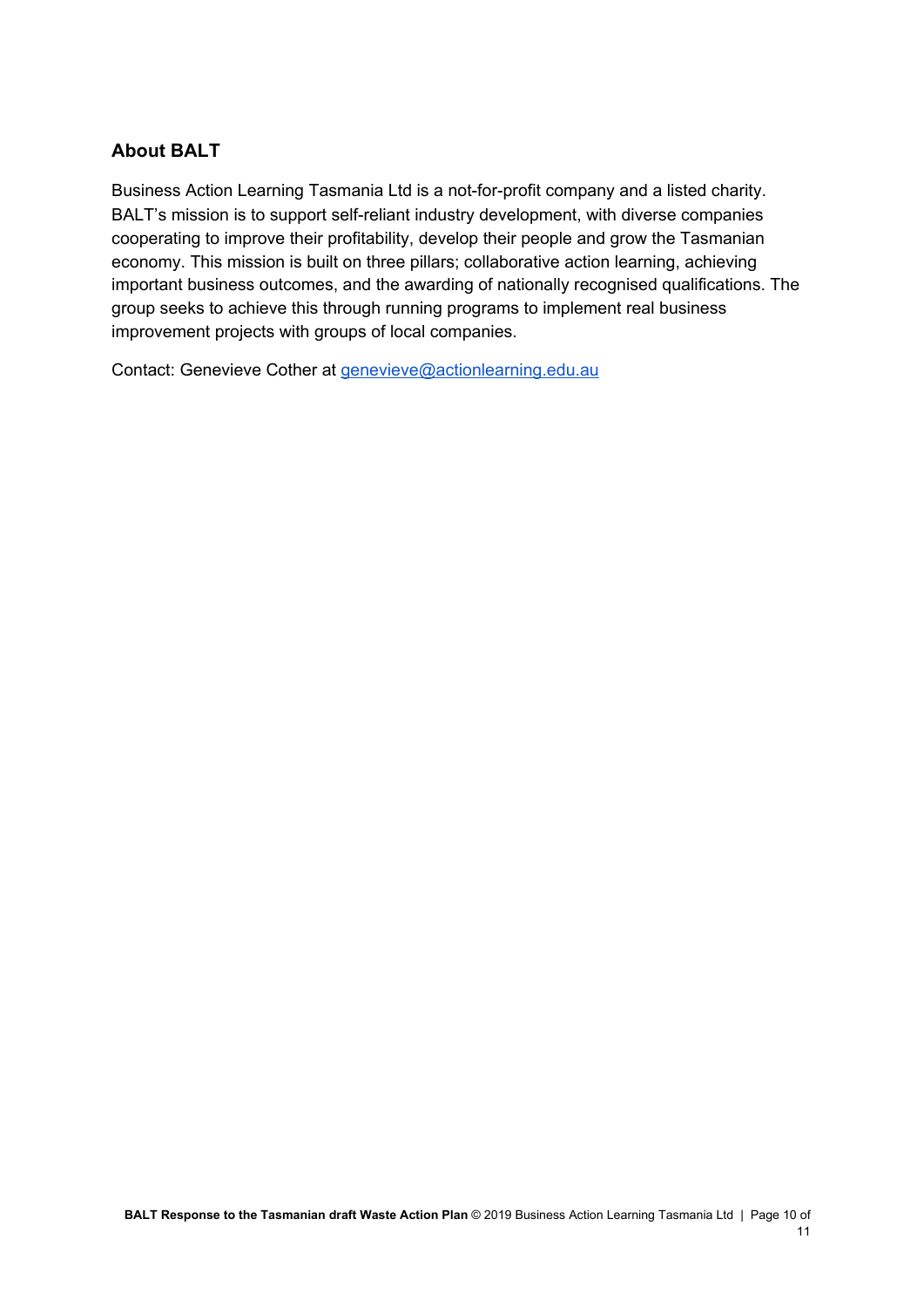## About BALT

Business Action Learning Tasmania Ltd is a not-for-profit company and a listed charity. BALT's mission is to support self-reliant industry development, with diverse companies cooperating to improve their profitability, develop their people and grow the Tasmanian economy. This mission is built on three pillars; collaborative action learning, achieving important business outcomes, and the awarding of nationally recognised qualifications. The group seeks to achieve this through running programs to implement real business improvement projects with groups of local companies.

Contact: Genevieve Cother at genevieve@actionlearning.edu.au